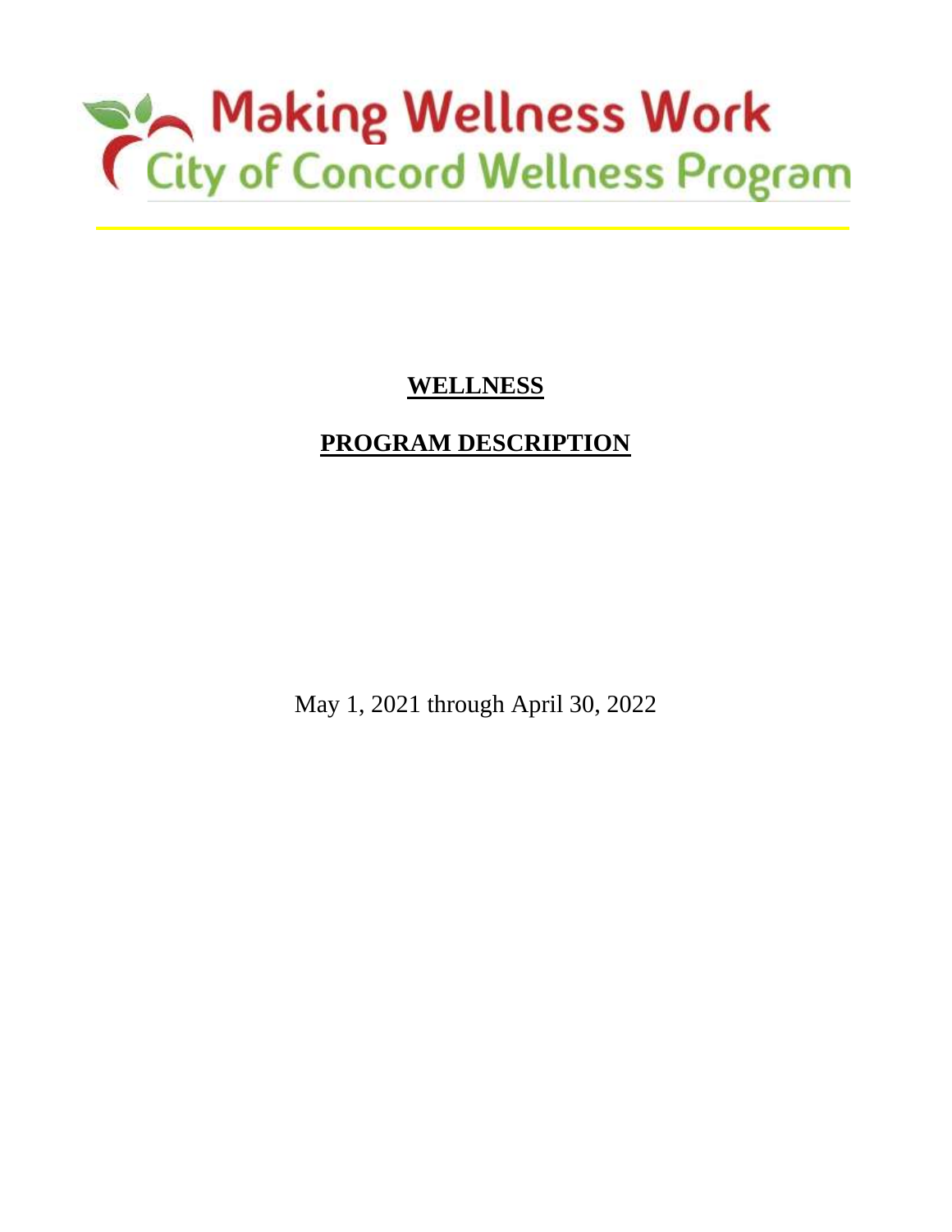# Making Wellness Work
## City of Concord Wellness Program

---

**WELLNESS**

**PROGRAM DESCRIPTION**

May 1, 2021 through April 30, 2022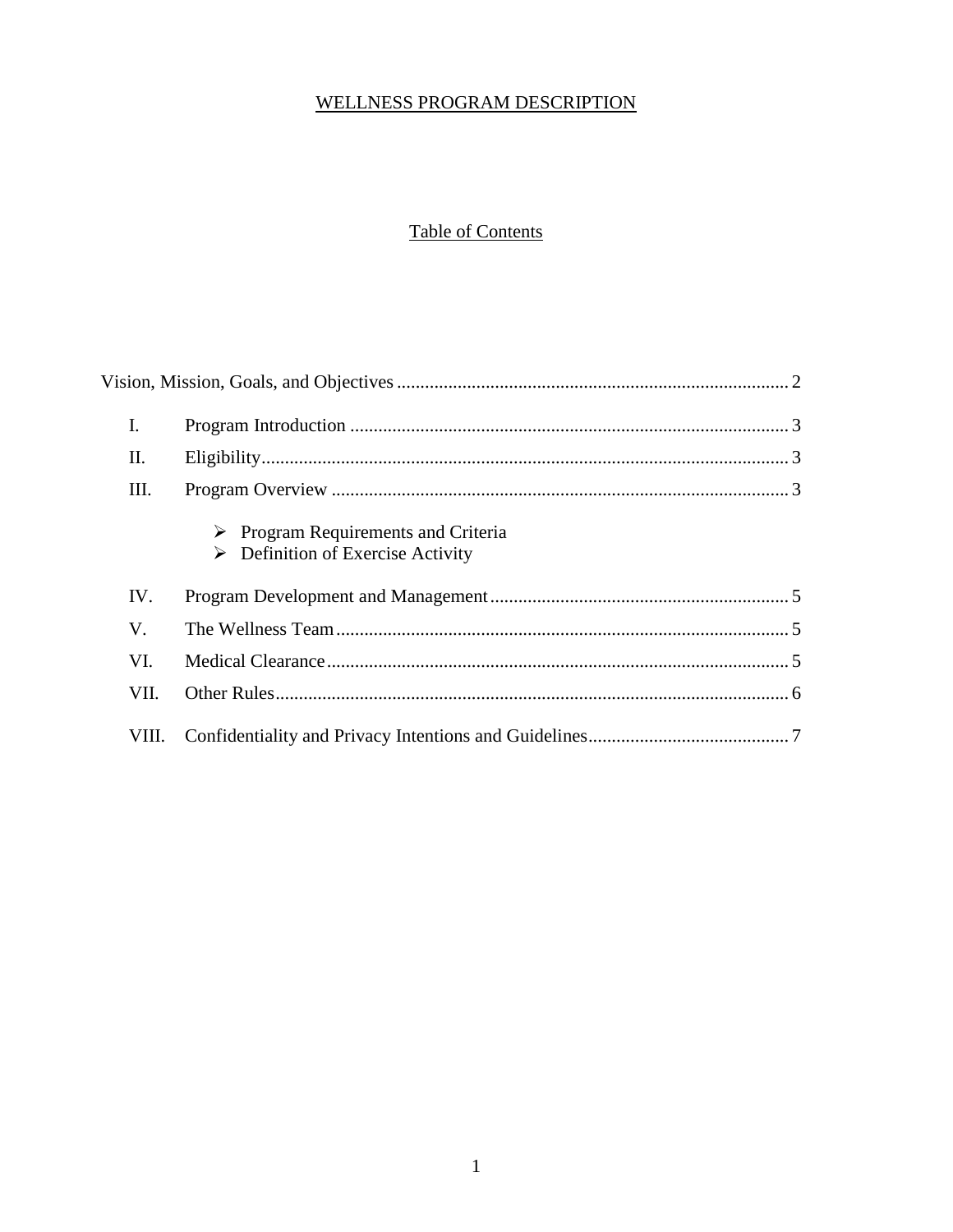# WELLNESS PROGRAM DESCRIPTION

## Table of Contents

Vision, Mission, Goals, and Objectives ........................................ 2

| | | |
|---|---|---|
| I. | Program Introduction | 3 |
| II. | Eligibility | 3 |
| III. | Program Overview | 3 |
| | ➢ Program Requirements and Criteria<br>➢ Definition of Exercise Activity | |
| IV. | Program Development and Management | 5 |
| V. | The Wellness Team | 5 |
| VI. | Medical Clearance | 5 |
| VII. | Other Rules | 6 |
| VIII. | Confidentiality and Privacy Intentions and Guidelines | 7 |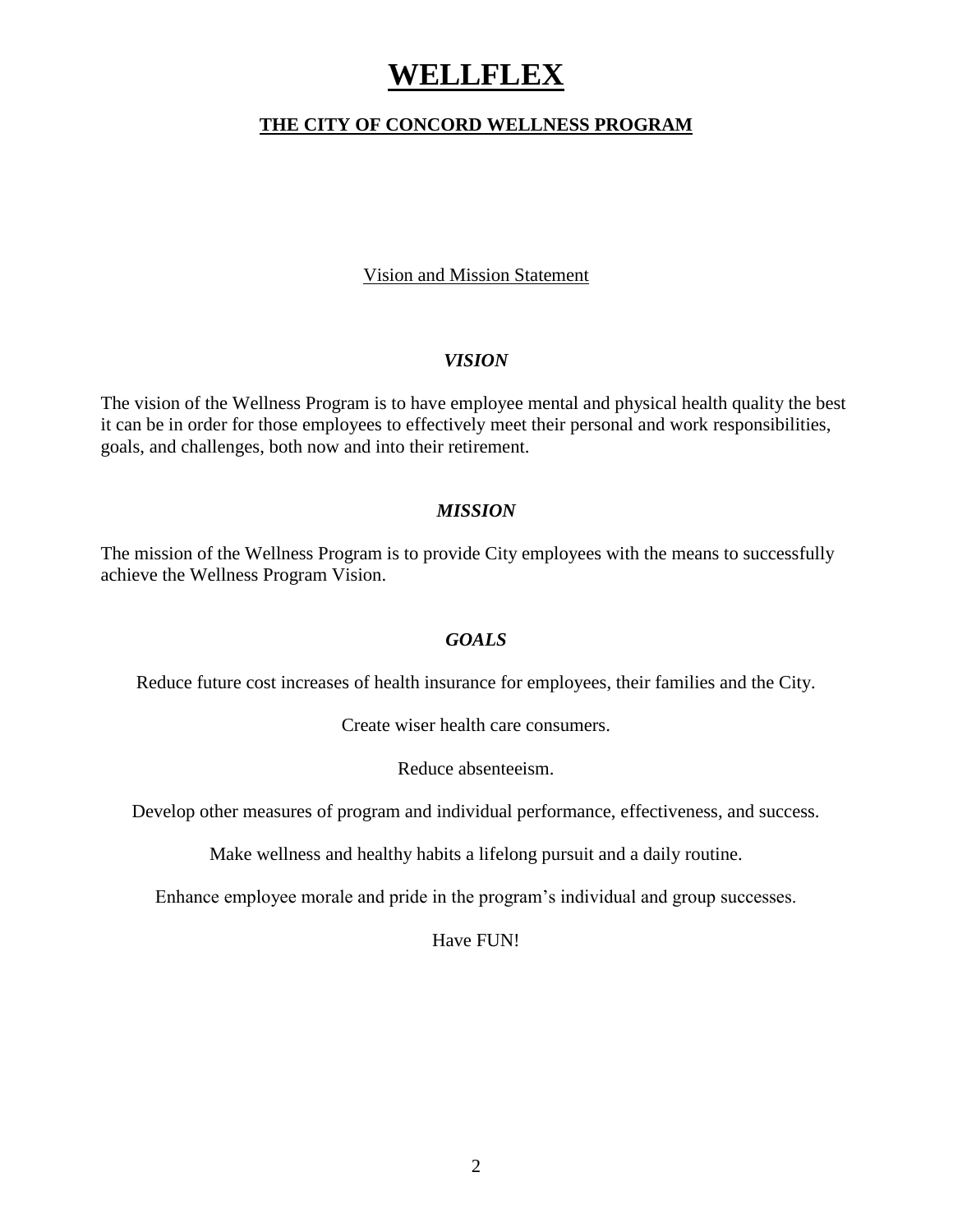# WELLFLEX

## THE CITY OF CONCORD WELLNESS PROGRAM

Vision and Mission Statement

### *VISION*

The vision of the Wellness Program is to have employee mental and physical health quality the best it can be in order for those employees to effectively meet their personal and work responsibilities, goals, and challenges, both now and into their retirement.

### *MISSION*

The mission of the Wellness Program is to provide City employees with the means to successfully achieve the Wellness Program Vision.

### *GOALS*

Reduce future cost increases of health insurance for employees, their families and the City.

Create wiser health care consumers.

Reduce absenteeism.

Develop other measures of program and individual performance, effectiveness, and success.

Make wellness and healthy habits a lifelong pursuit and a daily routine.

Enhance employee morale and pride in the program's individual and group successes.

Have FUN!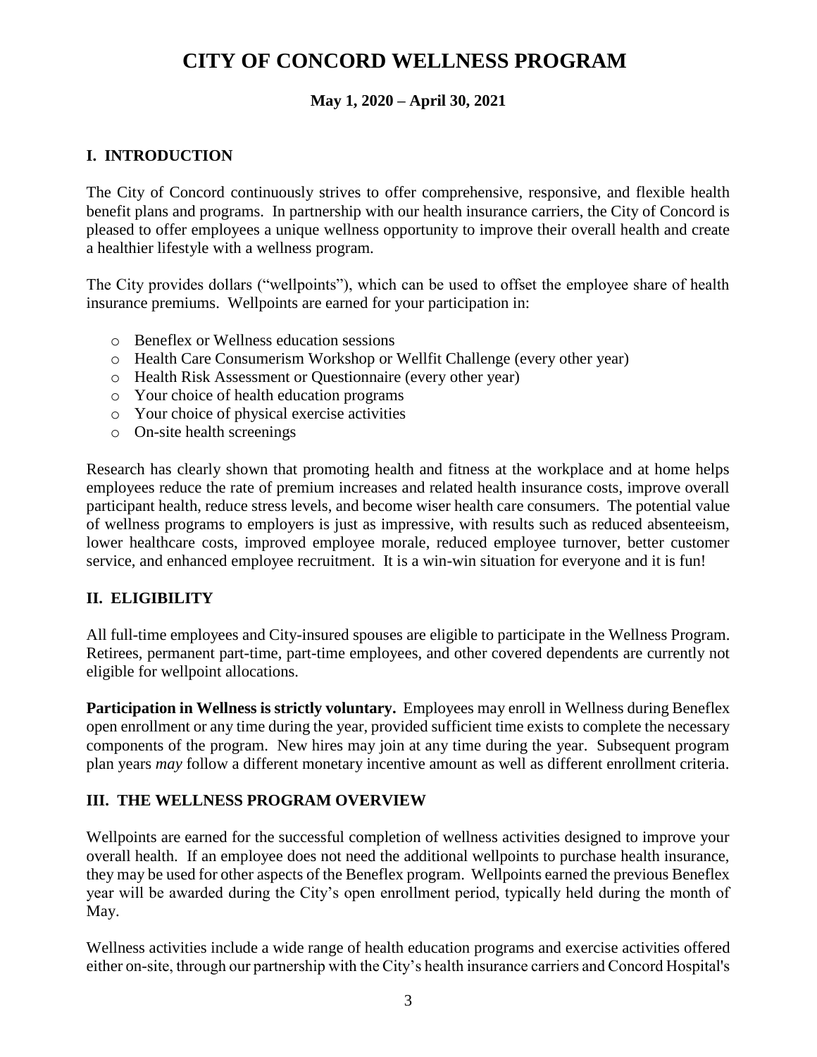# CITY OF CONCORD WELLNESS PROGRAM

**May 1, 2020 – April 30, 2021**

## I. INTRODUCTION

The City of Concord continuously strives to offer comprehensive, responsive, and flexible health benefit plans and programs. In partnership with our health insurance carriers, the City of Concord is pleased to offer employees a unique wellness opportunity to improve their overall health and create a healthier lifestyle with a wellness program.

The City provides dollars ("wellpoints"), which can be used to offset the employee share of health insurance premiums. Wellpoints are earned for your participation in:

- Beneflex or Wellness education sessions
- Health Care Consumerism Workshop or Wellfit Challenge (every other year)
- Health Risk Assessment or Questionnaire (every other year)
- Your choice of health education programs
- Your choice of physical exercise activities
- On-site health screenings

Research has clearly shown that promoting health and fitness at the workplace and at home helps employees reduce the rate of premium increases and related health insurance costs, improve overall participant health, reduce stress levels, and become wiser health care consumers. The potential value of wellness programs to employers is just as impressive, with results such as reduced absenteeism, lower healthcare costs, improved employee morale, reduced employee turnover, better customer service, and enhanced employee recruitment. It is a win-win situation for everyone and it is fun!

## II. ELIGIBILITY

All full-time employees and City-insured spouses are eligible to participate in the Wellness Program. Retirees, permanent part-time, part-time employees, and other covered dependents are currently not eligible for wellpoint allocations.

**Participation in Wellness is strictly voluntary.** Employees may enroll in Wellness during Beneflex open enrollment or any time during the year, provided sufficient time exists to complete the necessary components of the program. New hires may join at any time during the year. Subsequent program plan years *may* follow a different monetary incentive amount as well as different enrollment criteria.

## III. THE WELLNESS PROGRAM OVERVIEW

Wellpoints are earned for the successful completion of wellness activities designed to improve your overall health. If an employee does not need the additional wellpoints to purchase health insurance, they may be used for other aspects of the Beneflex program. Wellpoints earned the previous Beneflex year will be awarded during the City's open enrollment period, typically held during the month of May.

Wellness activities include a wide range of health education programs and exercise activities offered either on-site, through our partnership with the City's health insurance carriers and Concord Hospital's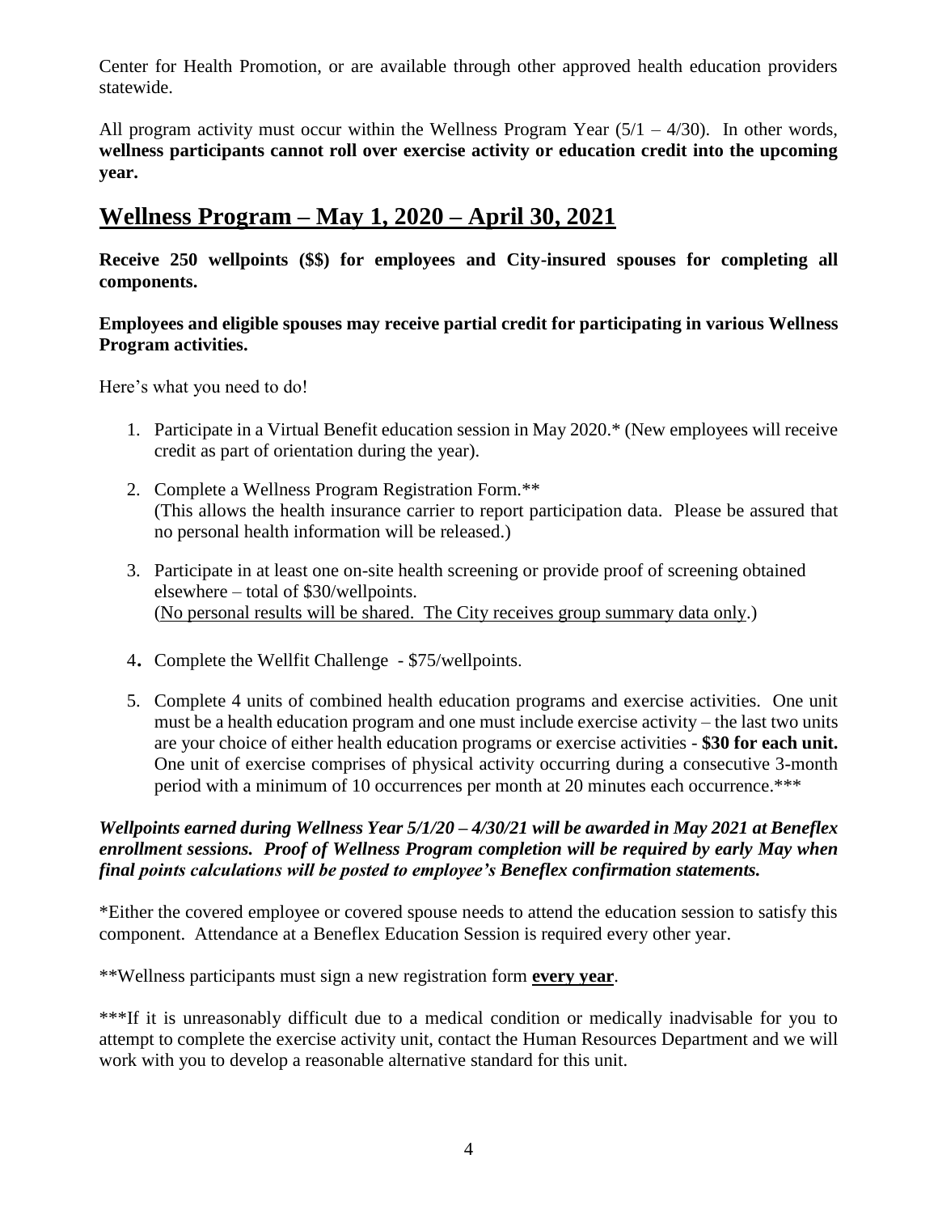Center for Health Promotion, or are available through other approved health education providers statewide.

All program activity must occur within the Wellness Program Year (5/1 – 4/30). In other words, **wellness participants cannot roll over exercise activity or education credit into the upcoming year.**

## Wellness Program – May 1, 2020 – April 30, 2021

**Receive 250 wellpoints ($$) for employees and City-insured spouses for completing all components.**

**Employees and eligible spouses may receive partial credit for participating in various Wellness Program activities.**

Here's what you need to do!

1. Participate in a Virtual Benefit education session in May 2020.* (New employees will receive credit as part of orientation during the year).
2. Complete a Wellness Program Registration Form.**
   (This allows the health insurance carrier to report participation data. Please be assured that no personal health information will be released.)
3. Participate in at least one on-site health screening or provide proof of screening obtained elsewhere – total of $30/wellpoints.
   (<u>No personal results will be shared. The City receives group summary data only</u>.)
4. Complete the Wellfit Challenge - $75/wellpoints.
5. Complete 4 units of combined health education programs and exercise activities. One unit must be a health education program and one must include exercise activity – the last two units are your choice of either health education programs or exercise activities - **$30 for each unit.** One unit of exercise comprises of physical activity occurring during a consecutive 3-month period with a minimum of 10 occurrences per month at 20 minutes each occurrence.***

***Wellpoints earned during Wellness Year 5/1/20 – 4/30/21 will be awarded in May 2021 at Beneflex enrollment sessions. Proof of Wellness Program completion will be required by early May when final points calculations will be posted to employee's Beneflex confirmation statements.***

*Either the covered employee or covered spouse needs to attend the education session to satisfy this component. Attendance at a Beneflex Education Session is required every other year.

**Wellness participants must sign a new registration form **<u>every year</u>**.

***If it is unreasonably difficult due to a medical condition or medically inadvisable for you to attempt to complete the exercise activity unit, contact the Human Resources Department and we will work with you to develop a reasonable alternative standard for this unit.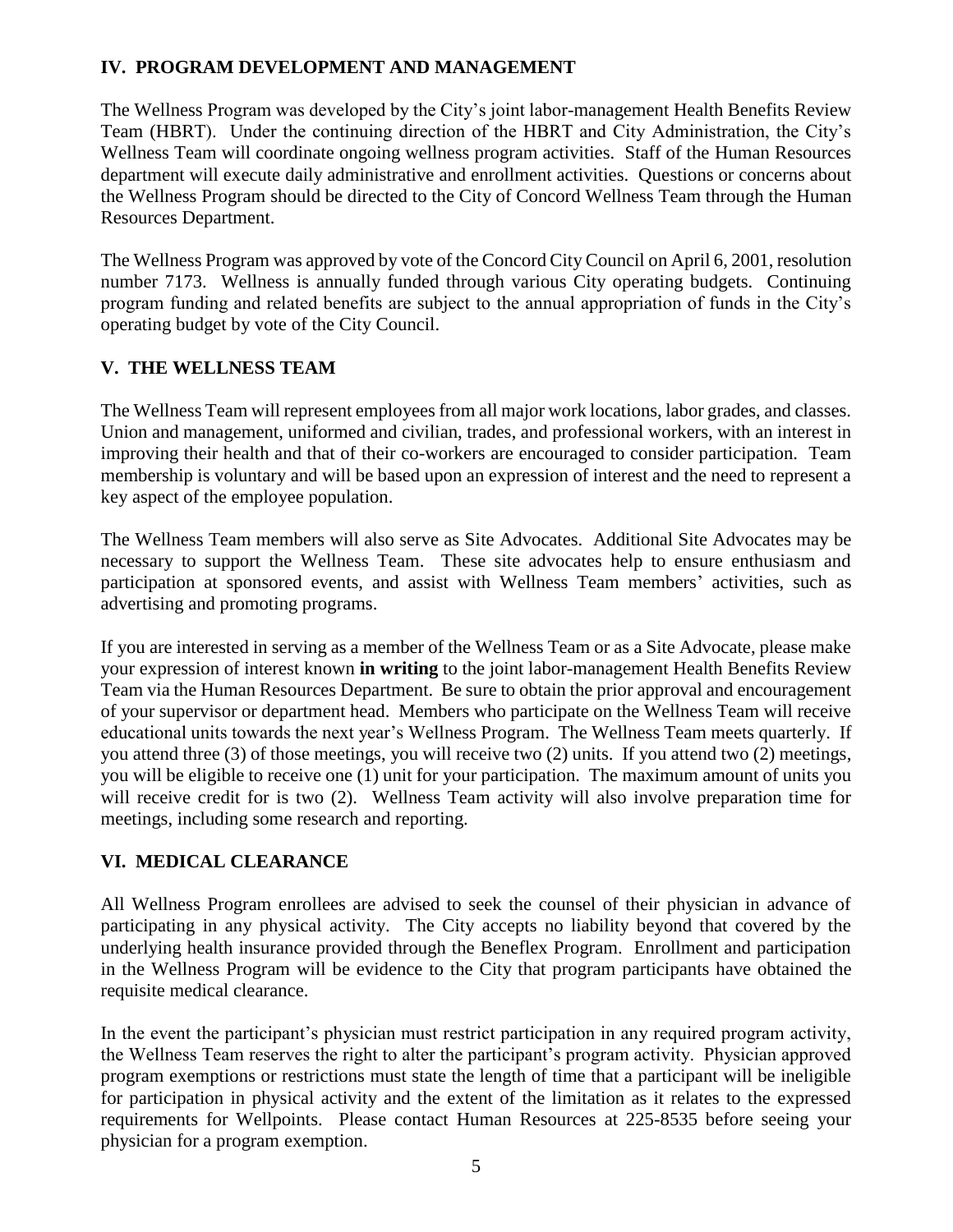## IV. PROGRAM DEVELOPMENT AND MANAGEMENT

The Wellness Program was developed by the City's joint labor-management Health Benefits Review Team (HBRT). Under the continuing direction of the HBRT and City Administration, the City's Wellness Team will coordinate ongoing wellness program activities. Staff of the Human Resources department will execute daily administrative and enrollment activities. Questions or concerns about the Wellness Program should be directed to the City of Concord Wellness Team through the Human Resources Department.

The Wellness Program was approved by vote of the Concord City Council on April 6, 2001, resolution number 7173. Wellness is annually funded through various City operating budgets. Continuing program funding and related benefits are subject to the annual appropriation of funds in the City's operating budget by vote of the City Council.

## V. THE WELLNESS TEAM

The Wellness Team will represent employees from all major work locations, labor grades, and classes. Union and management, uniformed and civilian, trades, and professional workers, with an interest in improving their health and that of their co-workers are encouraged to consider participation. Team membership is voluntary and will be based upon an expression of interest and the need to represent a key aspect of the employee population.

The Wellness Team members will also serve as Site Advocates. Additional Site Advocates may be necessary to support the Wellness Team. These site advocates help to ensure enthusiasm and participation at sponsored events, and assist with Wellness Team members' activities, such as advertising and promoting programs.

If you are interested in serving as a member of the Wellness Team or as a Site Advocate, please make your expression of interest known **in writing** to the joint labor-management Health Benefits Review Team via the Human Resources Department. Be sure to obtain the prior approval and encouragement of your supervisor or department head. Members who participate on the Wellness Team will receive educational units towards the next year's Wellness Program. The Wellness Team meets quarterly. If you attend three (3) of those meetings, you will receive two (2) units. If you attend two (2) meetings, you will be eligible to receive one (1) unit for your participation. The maximum amount of units you will receive credit for is two (2). Wellness Team activity will also involve preparation time for meetings, including some research and reporting.

## VI. MEDICAL CLEARANCE

All Wellness Program enrollees are advised to seek the counsel of their physician in advance of participating in any physical activity. The City accepts no liability beyond that covered by the underlying health insurance provided through the Beneflex Program. Enrollment and participation in the Wellness Program will be evidence to the City that program participants have obtained the requisite medical clearance.

In the event the participant's physician must restrict participation in any required program activity, the Wellness Team reserves the right to alter the participant's program activity. Physician approved program exemptions or restrictions must state the length of time that a participant will be ineligible for participation in physical activity and the extent of the limitation as it relates to the expressed requirements for Wellpoints. Please contact Human Resources at 225-8535 before seeing your physician for a program exemption.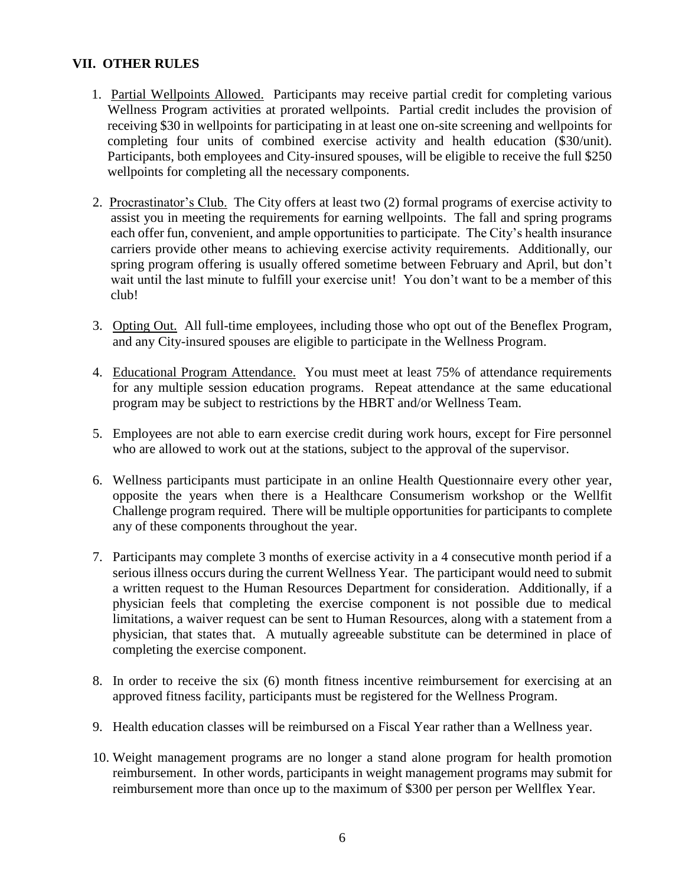## VII. OTHER RULES

1. Partial Wellpoints Allowed. Participants may receive partial credit for completing various Wellness Program activities at prorated wellpoints. Partial credit includes the provision of receiving $30 in wellpoints for participating in at least one on-site screening and wellpoints for completing four units of combined exercise activity and health education ($30/unit). Participants, both employees and City-insured spouses, will be eligible to receive the full $250 wellpoints for completing all the necessary components.

2. Procrastinator's Club. The City offers at least two (2) formal programs of exercise activity to assist you in meeting the requirements for earning wellpoints. The fall and spring programs each offer fun, convenient, and ample opportunities to participate. The City's health insurance carriers provide other means to achieving exercise activity requirements. Additionally, our spring program offering is usually offered sometime between February and April, but don't wait until the last minute to fulfill your exercise unit! You don't want to be a member of this club!

3. Opting Out. All full-time employees, including those who opt out of the Beneflex Program, and any City-insured spouses are eligible to participate in the Wellness Program.

4. Educational Program Attendance. You must meet at least 75% of attendance requirements for any multiple session education programs. Repeat attendance at the same educational program may be subject to restrictions by the HBRT and/or Wellness Team.

5. Employees are not able to earn exercise credit during work hours, except for Fire personnel who are allowed to work out at the stations, subject to the approval of the supervisor.

6. Wellness participants must participate in an online Health Questionnaire every other year, opposite the years when there is a Healthcare Consumerism workshop or the Wellfit Challenge program required. There will be multiple opportunities for participants to complete any of these components throughout the year.

7. Participants may complete 3 months of exercise activity in a 4 consecutive month period if a serious illness occurs during the current Wellness Year. The participant would need to submit a written request to the Human Resources Department for consideration. Additionally, if a physician feels that completing the exercise component is not possible due to medical limitations, a waiver request can be sent to Human Resources, along with a statement from a physician, that states that. A mutually agreeable substitute can be determined in place of completing the exercise component.

8. In order to receive the six (6) month fitness incentive reimbursement for exercising at an approved fitness facility, participants must be registered for the Wellness Program.

9. Health education classes will be reimbursed on a Fiscal Year rather than a Wellness year.

10. Weight management programs are no longer a stand alone program for health promotion reimbursement. In other words, participants in weight management programs may submit for reimbursement more than once up to the maximum of $300 per person per Wellflex Year.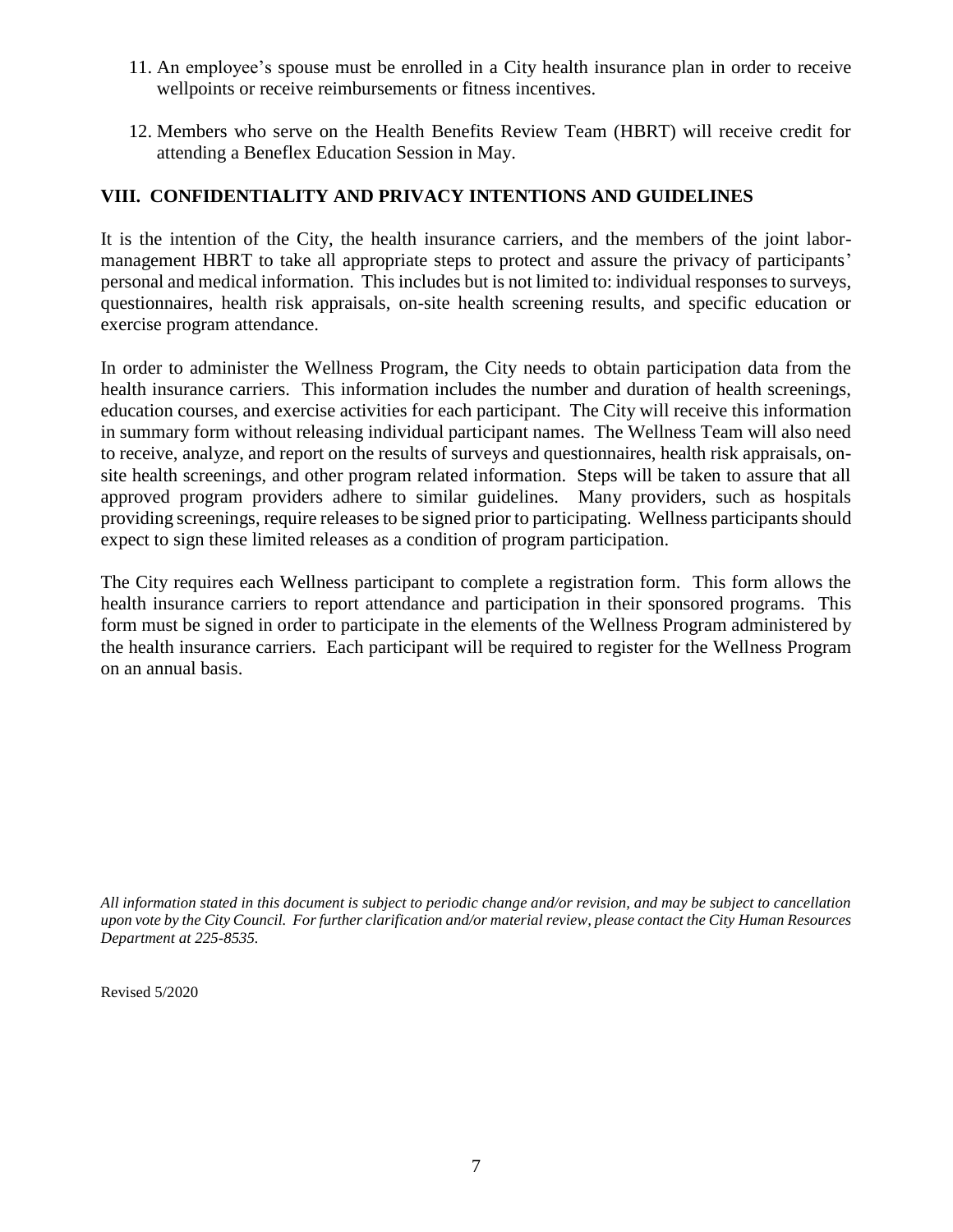11. An employee's spouse must be enrolled in a City health insurance plan in order to receive wellpoints or receive reimbursements or fitness incentives.

12. Members who serve on the Health Benefits Review Team (HBRT) will receive credit for attending a Beneflex Education Session in May.

## VIII. CONFIDENTIALITY AND PRIVACY INTENTIONS AND GUIDELINES

It is the intention of the City, the health insurance carriers, and the members of the joint labor-management HBRT to take all appropriate steps to protect and assure the privacy of participants' personal and medical information. This includes but is not limited to: individual responses to surveys, questionnaires, health risk appraisals, on-site health screening results, and specific education or exercise program attendance.

In order to administer the Wellness Program, the City needs to obtain participation data from the health insurance carriers. This information includes the number and duration of health screenings, education courses, and exercise activities for each participant. The City will receive this information in summary form without releasing individual participant names. The Wellness Team will also need to receive, analyze, and report on the results of surveys and questionnaires, health risk appraisals, on-site health screenings, and other program related information. Steps will be taken to assure that all approved program providers adhere to similar guidelines. Many providers, such as hospitals providing screenings, require releases to be signed prior to participating. Wellness participants should expect to sign these limited releases as a condition of program participation.

The City requires each Wellness participant to complete a registration form. This form allows the health insurance carriers to report attendance and participation in their sponsored programs. This form must be signed in order to participate in the elements of the Wellness Program administered by the health insurance carriers. Each participant will be required to register for the Wellness Program on an annual basis.

*All information stated in this document is subject to periodic change and/or revision, and may be subject to cancellation upon vote by the City Council. For further clarification and/or material review, please contact the City Human Resources Department at 225-8535.*

Revised 5/2020